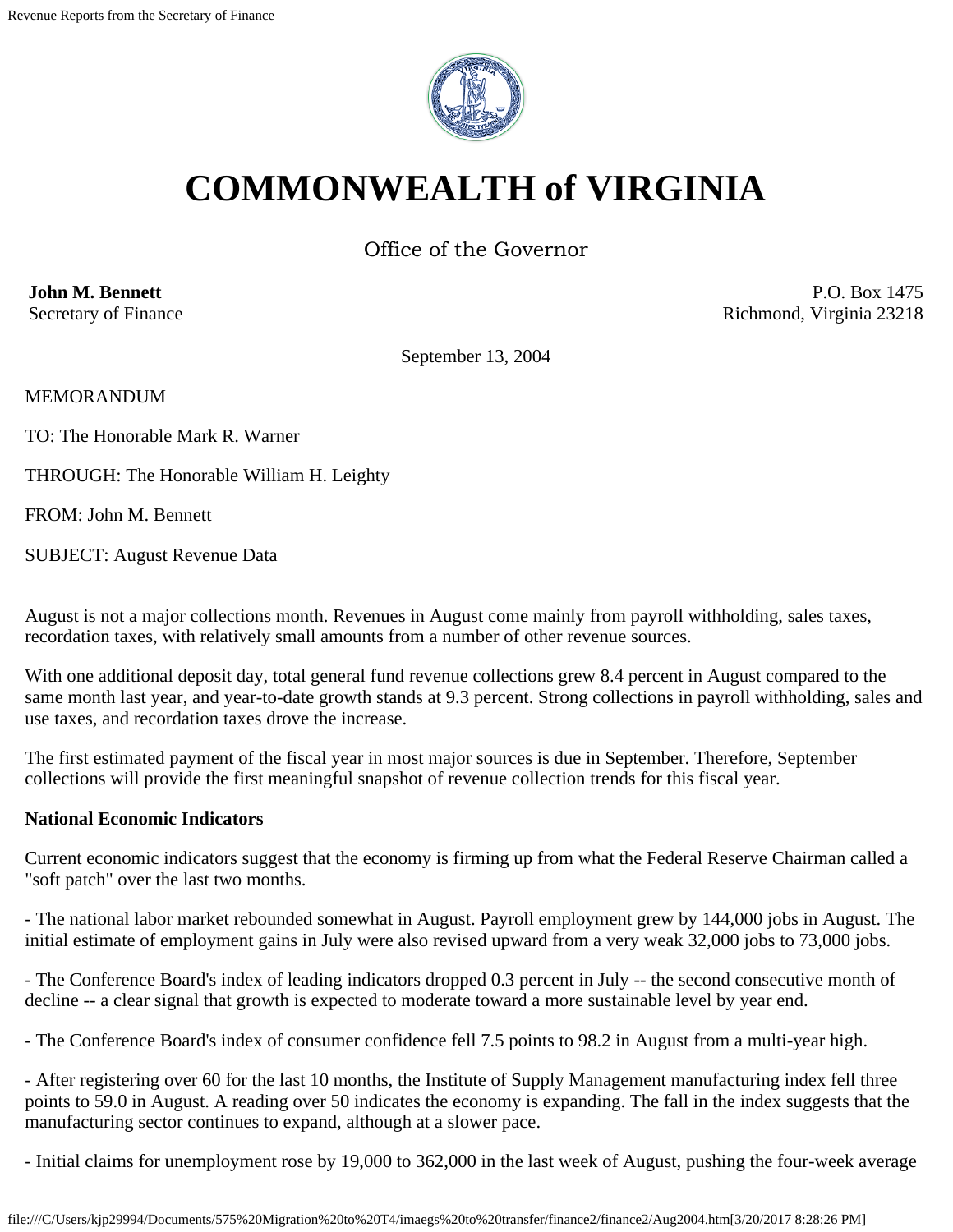# COMMONWEALTH of VIRGINIA

Office of the Governor

**John M. Bennett**
Secretary of Finance

P.O. Box 1475
Richmond, Virginia 23218

September 13, 2004

MEMORANDUM

TO: The Honorable Mark R. Warner

THROUGH: The Honorable William H. Leighty

FROM: John M. Bennett

SUBJECT: August Revenue Data

August is not a major collections month. Revenues in August come mainly from payroll withholding, sales taxes, recordation taxes, with relatively small amounts from a number of other revenue sources.

With one additional deposit day, total general fund revenue collections grew 8.4 percent in August compared to the same month last year, and year-to-date growth stands at 9.3 percent. Strong collections in payroll withholding, sales and use taxes, and recordation taxes drove the increase.

The first estimated payment of the fiscal year in most major sources is due in September. Therefore, September collections will provide the first meaningful snapshot of revenue collection trends for this fiscal year.

**National Economic Indicators**

Current economic indicators suggest that the economy is firming up from what the Federal Reserve Chairman called a "soft patch" over the last two months.

- The national labor market rebounded somewhat in August. Payroll employment grew by 144,000 jobs in August. The initial estimate of employment gains in July were also revised upward from a very weak 32,000 jobs to 73,000 jobs.

- The Conference Board's index of leading indicators dropped 0.3 percent in July -- the second consecutive month of decline -- a clear signal that growth is expected to moderate toward a more sustainable level by year end.

- The Conference Board's index of consumer confidence fell 7.5 points to 98.2 in August from a multi-year high.

- After registering over 60 for the last 10 months, the Institute of Supply Management manufacturing index fell three points to 59.0 in August. A reading over 50 indicates the economy is expanding. The fall in the index suggests that the manufacturing sector continues to expand, although at a slower pace.

- Initial claims for unemployment rose by 19,000 to 362,000 in the last week of August, pushing the four-week average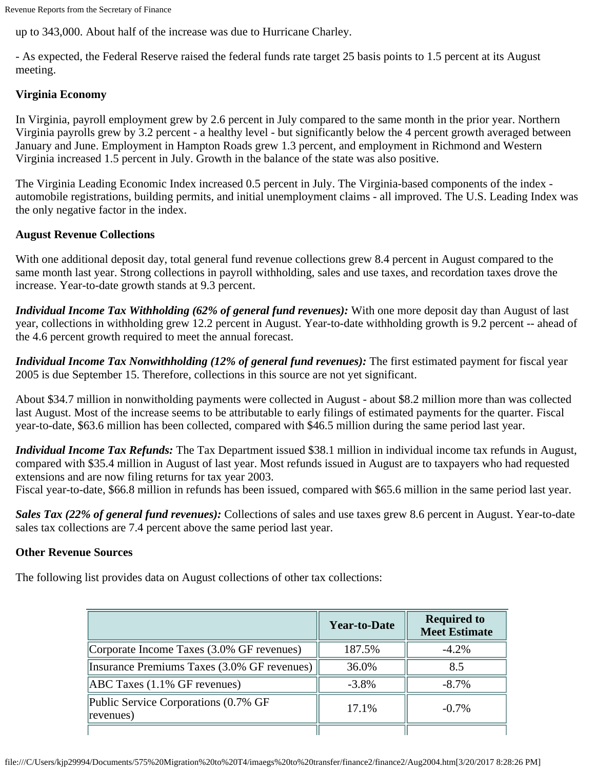up to 343,000. About half of the increase was due to Hurricane Charley.

- As expected, the Federal Reserve raised the federal funds rate target 25 basis points to 1.5 percent at its August meeting.

**Virginia Economy**

In Virginia, payroll employment grew by 2.6 percent in July compared to the same month in the prior year. Northern Virginia payrolls grew by 3.2 percent - a healthy level - but significantly below the 4 percent growth averaged between January and June. Employment in Hampton Roads grew 1.3 percent, and employment in Richmond and Western Virginia increased 1.5 percent in July. Growth in the balance of the state was also positive.

The Virginia Leading Economic Index increased 0.5 percent in July. The Virginia-based components of the index - automobile registrations, building permits, and initial unemployment claims - all improved. The U.S. Leading Index was the only negative factor in the index.

**August Revenue Collections**

With one additional deposit day, total general fund revenue collections grew 8.4 percent in August compared to the same month last year. Strong collections in payroll withholding, sales and use taxes, and recordation taxes drove the increase. Year-to-date growth stands at 9.3 percent.

***Individual Income Tax Withholding (62% of general fund revenues):*** With one more deposit day than August of last year, collections in withholding grew 12.2 percent in August. Year-to-date withholding growth is 9.2 percent -- ahead of the 4.6 percent growth required to meet the annual forecast.

***Individual Income Tax Nonwithholding (12% of general fund revenues):*** The first estimated payment for fiscal year 2005 is due September 15. Therefore, collections in this source are not yet significant.

About $34.7 million in nonwitholding payments were collected in August - about $8.2 million more than was collected last August. Most of the increase seems to be attributable to early filings of estimated payments for the quarter. Fiscal year-to-date, $63.6 million has been collected, compared with $46.5 million during the same period last year.

***Individual Income Tax Refunds:*** The Tax Department issued $38.1 million in individual income tax refunds in August, compared with $35.4 million in August of last year. Most refunds issued in August are to taxpayers who had requested extensions and are now filing returns for tax year 2003.
Fiscal year-to-date, $66.8 million in refunds has been issued, compared with $65.6 million in the same period last year.

***Sales Tax (22% of general fund revenues):*** Collections of sales and use taxes grew 8.6 percent in August. Year-to-date sales tax collections are 7.4 percent above the same period last year.

**Other Revenue Sources**

The following list provides data on August collections of other tax collections:

| | Year-to-Date | Required to Meet Estimate |
|---|---|---|
| Corporate Income Taxes (3.0% GF revenues) | 187.5% | -4.2% |
| Insurance Premiums Taxes (3.0% GF revenues) | 36.0% | 8.5 |
| ABC Taxes (1.1% GF revenues) | -3.8% | -8.7% |
| Public Service Corporations (0.7% GF revenues) | 17.1% | -0.7% |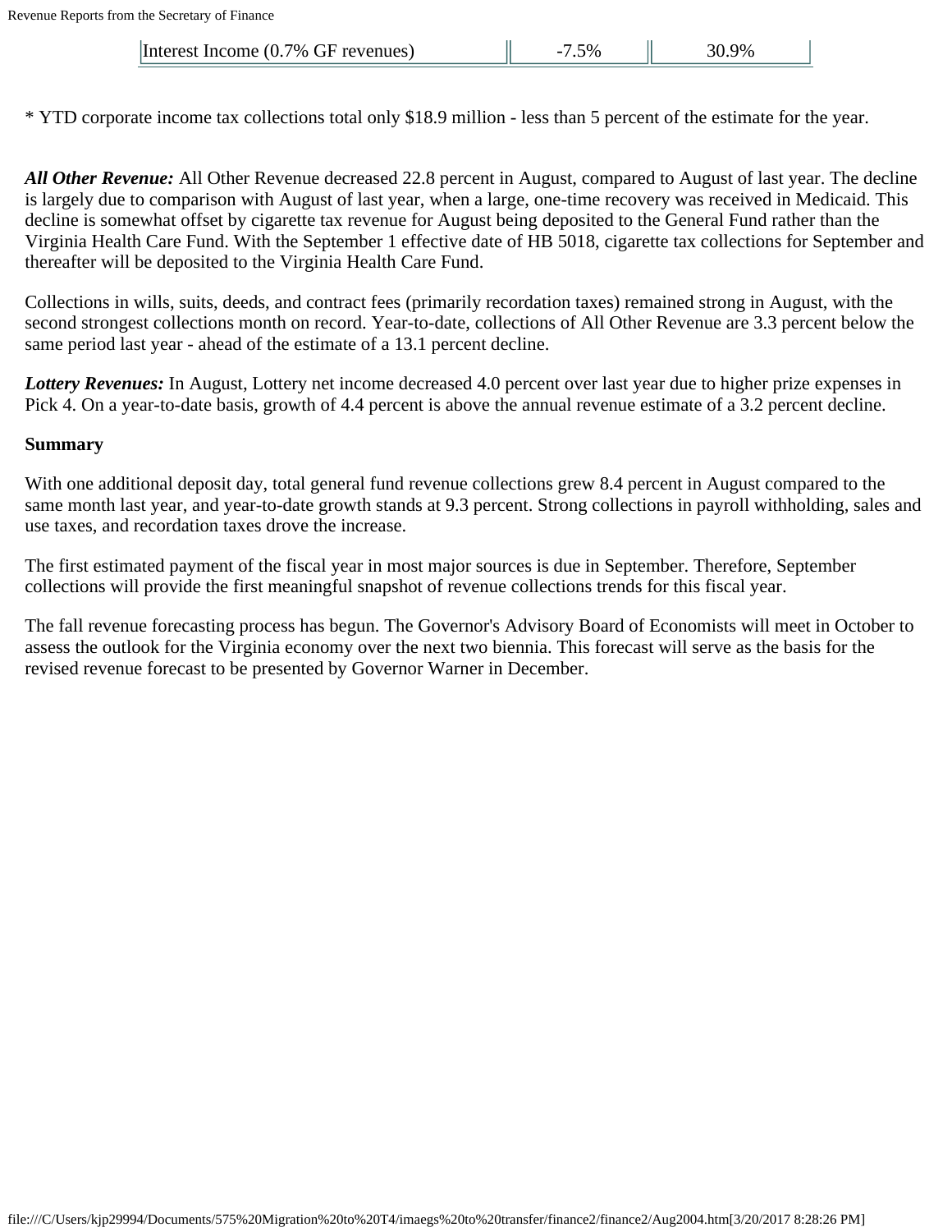| | | |
|---|---|---|
| Interest Income (0.7% GF revenues) | -7.5% | 30.9% |

* YTD corporate income tax collections total only $18.9 million - less than 5 percent of the estimate for the year.

***All Other Revenue:*** All Other Revenue decreased 22.8 percent in August, compared to August of last year. The decline is largely due to comparison with August of last year, when a large, one-time recovery was received in Medicaid. This decline is somewhat offset by cigarette tax revenue for August being deposited to the General Fund rather than the Virginia Health Care Fund. With the September 1 effective date of HB 5018, cigarette tax collections for September and thereafter will be deposited to the Virginia Health Care Fund.

Collections in wills, suits, deeds, and contract fees (primarily recordation taxes) remained strong in August, with the second strongest collections month on record. Year-to-date, collections of All Other Revenue are 3.3 percent below the same period last year - ahead of the estimate of a 13.1 percent decline.

***Lottery Revenues:*** In August, Lottery net income decreased 4.0 percent over last year due to higher prize expenses in Pick 4. On a year-to-date basis, growth of 4.4 percent is above the annual revenue estimate of a 3.2 percent decline.

**Summary**

With one additional deposit day, total general fund revenue collections grew 8.4 percent in August compared to the same month last year, and year-to-date growth stands at 9.3 percent. Strong collections in payroll withholding, sales and use taxes, and recordation taxes drove the increase.

The first estimated payment of the fiscal year in most major sources is due in September. Therefore, September collections will provide the first meaningful snapshot of revenue collections trends for this fiscal year.

The fall revenue forecasting process has begun. The Governor's Advisory Board of Economists will meet in October to assess the outlook for the Virginia economy over the next two biennia. This forecast will serve as the basis for the revised revenue forecast to be presented by Governor Warner in December.